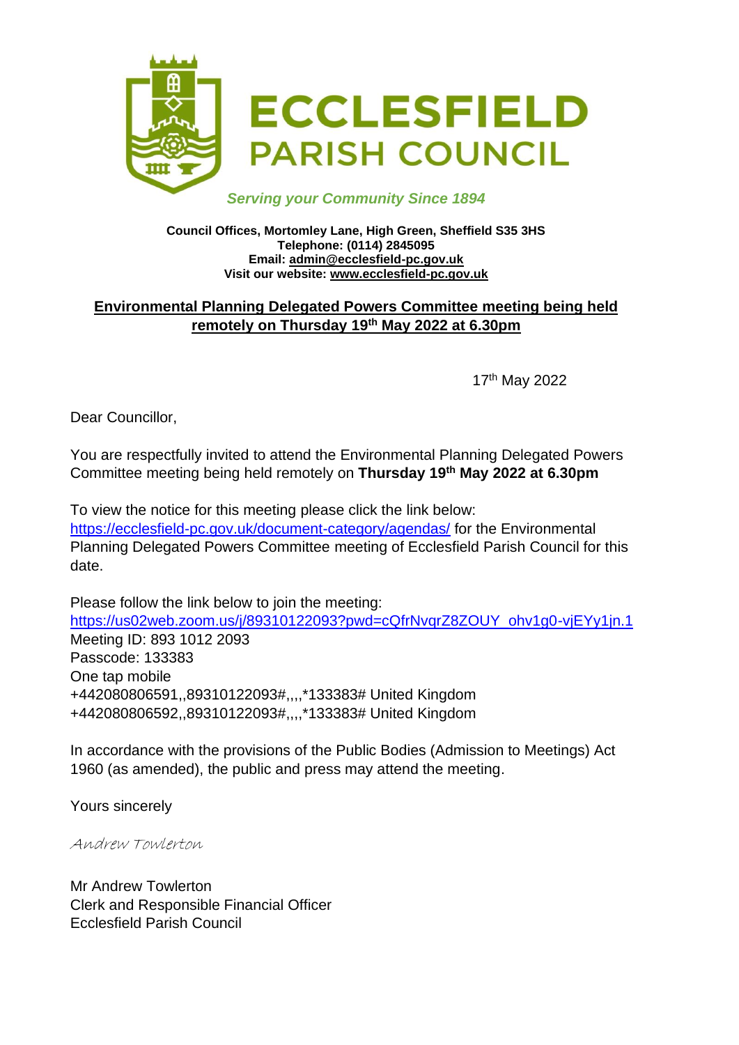# ECCLESFIELD PARISH COUNCIL

*Serving your Community Since 1894*

**Council Offices, Mortomley Lane, High Green, Sheffield S35 3HS**
**Telephone: (0114) 2845095**
**Email: admin@ecclesfield-pc.gov.uk**
**Visit our website: www.ecclesfield-pc.gov.uk**

## Environmental Planning Delegated Powers Committee meeting being held remotely on Thursday 19th May 2022 at 6.30pm

17th May 2022

Dear Councillor,

You are respectfully invited to attend the Environmental Planning Delegated Powers Committee meeting being held remotely on **Thursday 19th May 2022 at 6.30pm**

To view the notice for this meeting please click the link below:
https://ecclesfield-pc.gov.uk/document-category/agendas/ for the Environmental Planning Delegated Powers Committee meeting of Ecclesfield Parish Council for this date.

Please follow the link below to join the meeting:
https://us02web.zoom.us/j/89310122093?pwd=cQfrNvqrZ8ZOUY_ohv1g0-vjEYy1jn.1
Meeting ID: 893 1012 2093
Passcode: 133383
One tap mobile
+442080806591,,89310122093#,,,,*133383# United Kingdom
+442080806592,,89310122093#,,,,*133383# United Kingdom

In accordance with the provisions of the Public Bodies (Admission to Meetings) Act 1960 (as amended), the public and press may attend the meeting.

Yours sincerely

*Andrew Towlerton*

Mr Andrew Towlerton
Clerk and Responsible Financial Officer
Ecclesfield Parish Council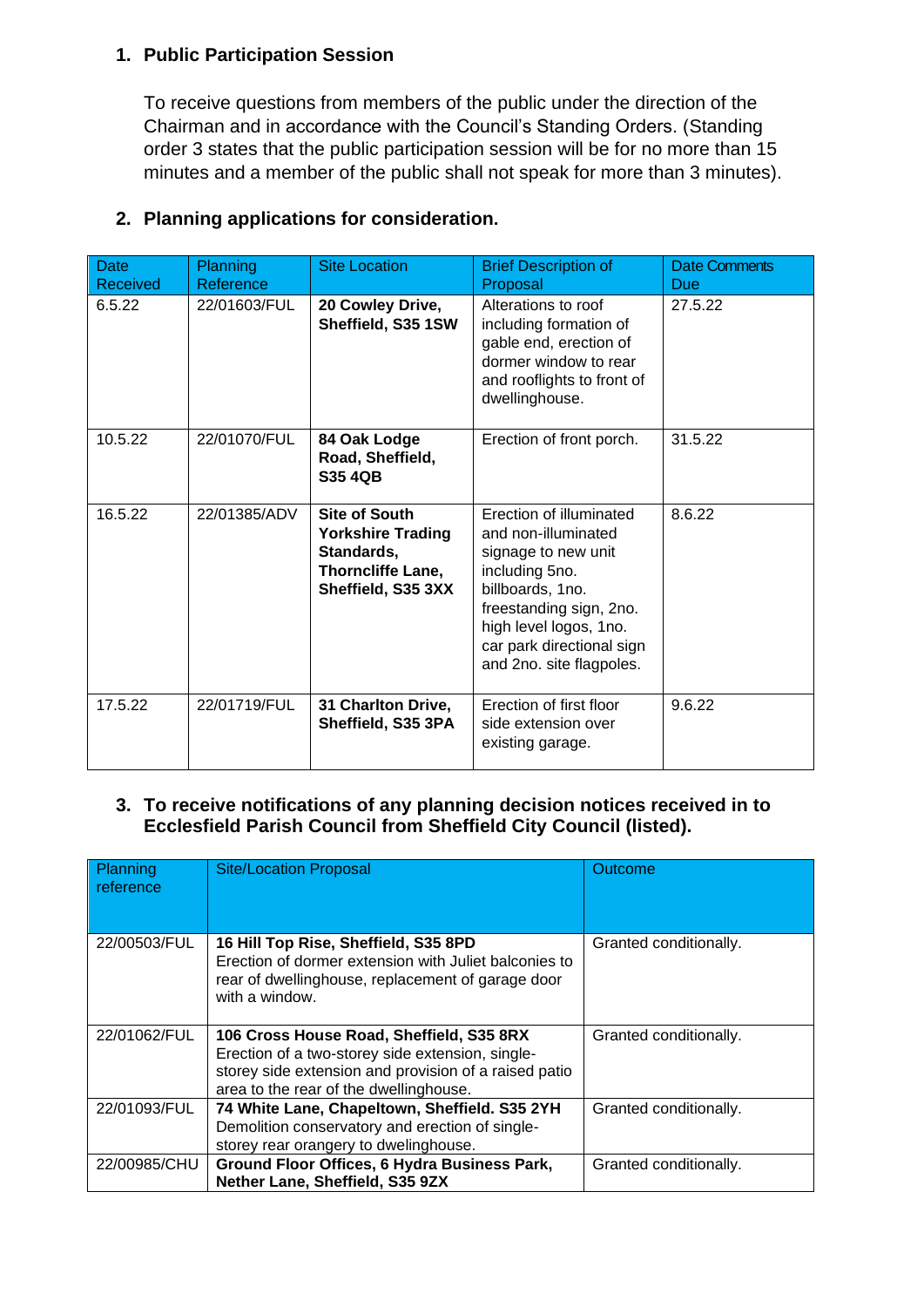1. **Public Participation Session**

   To receive questions from members of the public under the direction of the Chairman and in accordance with the Council's Standing Orders. (Standing order 3 states that the public participation session will be for no more than 15 minutes and a member of the public shall not speak for more than 3 minutes).

2. **Planning applications for consideration.**

| Date Received | Planning Reference | Site Location | Brief Description of Proposal | Date Comments Due |
|---|---|---|---|---|
| 6.5.22 | 22/01603/FUL | **20 Cowley Drive, Sheffield, S35 1SW** | Alterations to roof including formation of gable end, erection of dormer window to rear and rooflights to front of dwellinghouse. | 27.5.22 |
| 10.5.22 | 22/01070/FUL | **84 Oak Lodge Road, Sheffield, S35 4QB** | Erection of front porch. | 31.5.22 |
| 16.5.22 | 22/01385/ADV | **Site of South Yorkshire Trading Standards, Thorncliffe Lane, Sheffield, S35 3XX** | Erection of illuminated and non-illuminated signage to new unit including 5no. billboards, 1no. freestanding sign, 2no. high level logos, 1no. car park directional sign and 2no. site flagpoles. | 8.6.22 |
| 17.5.22 | 22/01719/FUL | **31 Charlton Drive, Sheffield, S35 3PA** | Erection of first floor side extension over existing garage. | 9.6.22 |

3. **To receive notifications of any planning decision notices received in to Ecclesfield Parish Council from Sheffield City Council (listed).**

| Planning reference | Site/Location Proposal | Outcome |
|---|---|---|
| 22/00503/FUL | **16 Hill Top Rise, Sheffield, S35 8PD** Erection of dormer extension with Juliet balconies to rear of dwellinghouse, replacement of garage door with a window. | Granted conditionally. |
| 22/01062/FUL | **106 Cross House Road, Sheffield, S35 8RX** Erection of a two-storey side extension, single-storey side extension and provision of a raised patio area to the rear of the dwellinghouse. | Granted conditionally. |
| 22/01093/FUL | **74 White Lane, Chapeltown, Sheffield. S35 2YH** Demolition conservatory and erection of single-storey rear orangery to dwelinghouse. | Granted conditionally. |
| 22/00985/CHU | **Ground Floor Offices, 6 Hydra Business Park, Nether Lane, Sheffield, S35 9ZX** | Granted conditionally. |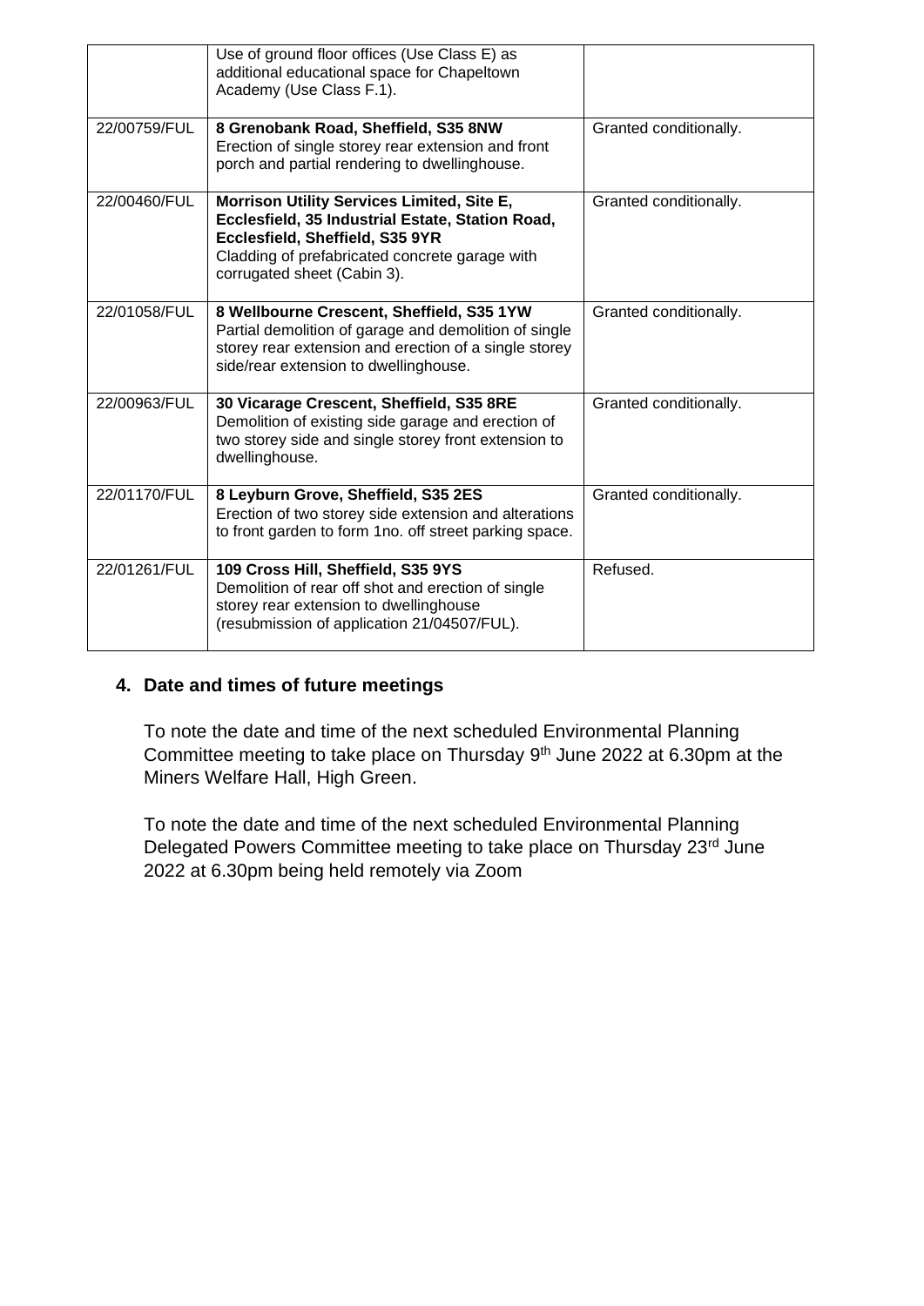| | | |
|---|---|---|
| | Use of ground floor offices (Use Class E) as additional educational space for Chapeltown Academy (Use Class F.1). | |
| 22/00759/FUL | **8 Grenobank Road, Sheffield, S35 8NW** Erection of single storey rear extension and front porch and partial rendering to dwellinghouse. | Granted conditionally. |
| 22/00460/FUL | **Morrison Utility Services Limited, Site E, Ecclesfield, 35 Industrial Estate, Station Road, Ecclesfield, Sheffield, S35 9YR** Cladding of prefabricated concrete garage with corrugated sheet (Cabin 3). | Granted conditionally. |
| 22/01058/FUL | **8 Wellbourne Crescent, Sheffield, S35 1YW** Partial demolition of garage and demolition of single storey rear extension and erection of a single storey side/rear extension to dwellinghouse. | Granted conditionally. |
| 22/00963/FUL | **30 Vicarage Crescent, Sheffield, S35 8RE** Demolition of existing side garage and erection of two storey side and single storey front extension to dwellinghouse. | Granted conditionally. |
| 22/01170/FUL | **8 Leyburn Grove, Sheffield, S35 2ES** Erection of two storey side extension and alterations to front garden to form 1no. off street parking space. | Granted conditionally. |
| 22/01261/FUL | **109 Cross Hill, Sheffield, S35 9YS** Demolition of rear off shot and erection of single storey rear extension to dwellinghouse (resubmission of application 21/04507/FUL). | Refused. |

## 4. Date and times of future meetings

To note the date and time of the next scheduled Environmental Planning Committee meeting to take place on Thursday 9th June 2022 at 6.30pm at the Miners Welfare Hall, High Green.

To note the date and time of the next scheduled Environmental Planning Delegated Powers Committee meeting to take place on Thursday 23rd June 2022 at 6.30pm being held remotely via Zoom